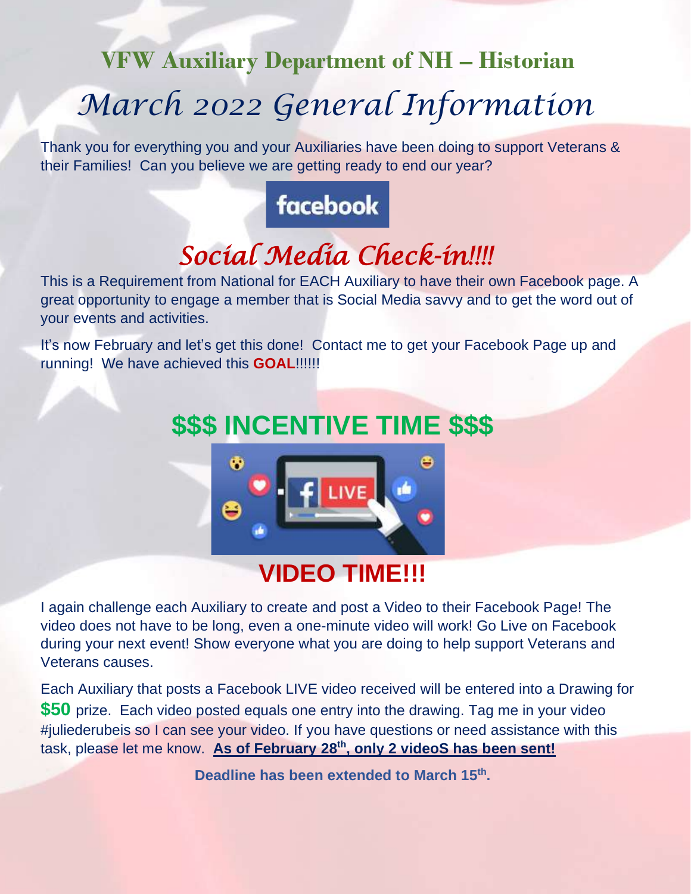# VFW Auxiliary Department of NH – Historian

# *March 2022 General Information*

Thank you for everything you and your Auxiliaries have been doing to support Veterans & their Families! Can you believe we are getting ready to end our year?

facebook

## *Social Media Check-in!!!!*

This is a Requirement from National for EACH Auxiliary to have their own Facebook page. A great opportunity to engage a member that is Social Media savvy and to get the word out of your events and activities.

It's now February and let's get this done! Contact me to get your Facebook Page up and running! We have achieved this **GOAL**!!!!!!

## $$$ INCENTIVE TIME $$$

## VIDEO TIME!!!

I again challenge each Auxiliary to create and post a Video to their Facebook Page! The video does not have to be long, even a one-minute video will work! Go Live on Facebook during your next event! Show everyone what you are doing to help support Veterans and Veterans causes.

Each Auxiliary that posts a Facebook LIVE video received will be entered into a Drawing for **$50** prize. Each video posted equals one entry into the drawing. Tag me in your video #juliederubeis so I can see your video. If you have questions or need assistance with this task, please let me know. **As of February 28th, only 2 videoS has been sent!**

**Deadline has been extended to March 15th.**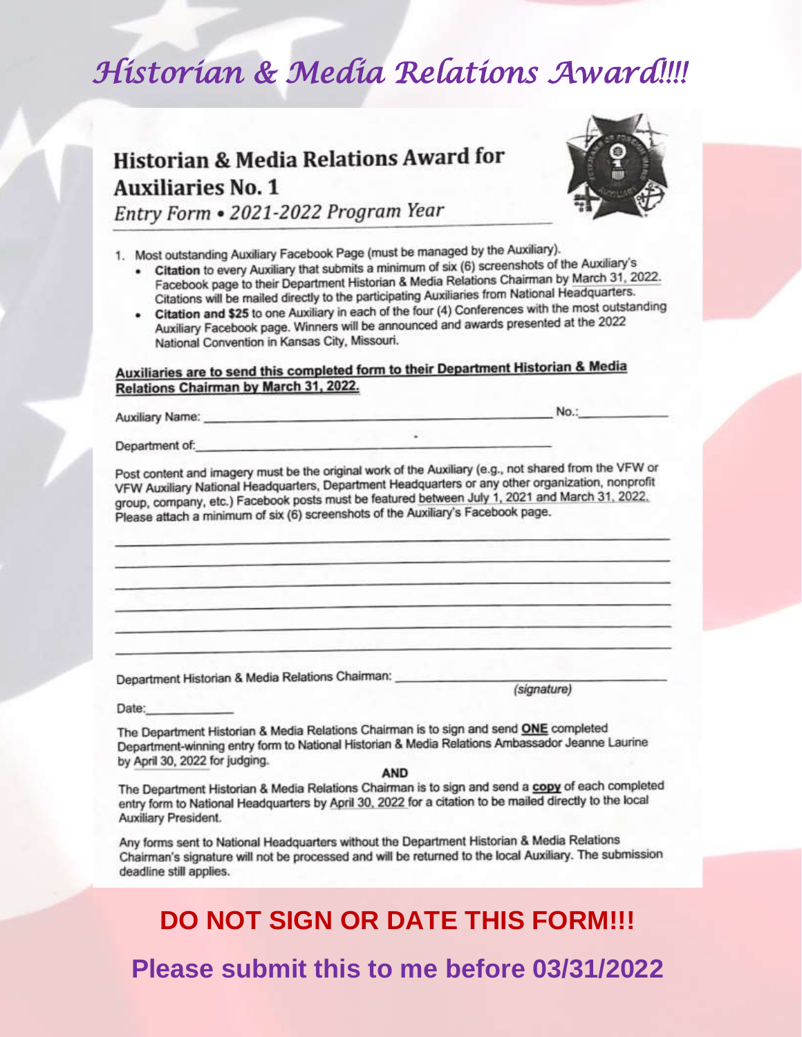# *Historian & Media Relations Award!!!!*

## Historian & Media Relations Award for Auxiliaries No. 1

*Entry Form • 2021-2022 Program Year*

1. Most outstanding Auxiliary Facebook Page (must be managed by the Auxiliary).
   - **Citation** to every Auxiliary that submits a minimum of six (6) screenshots of the Auxiliary's Facebook page to their Department Historian & Media Relations Chairman by March 31, 2022. Citations will be mailed directly to the participating Auxiliaries from National Headquarters.
   - **Citation and $25** to one Auxiliary in each of the four (4) Conferences with the most outstanding Auxiliary Facebook page. Winners will be announced and awards presented at the 2022 National Convention in Kansas City, Missouri.

**Auxiliaries are to send this completed form to their Department Historian & Media Relations Chairman by March 31, 2022.**

Auxiliary Name: ______________________________ No.: __________

Department of: ______________________________

Post content and imagery must be the original work of the Auxiliary (e.g., not shared from the VFW or VFW Auxiliary National Headquarters, Department Headquarters or any other organization, nonprofit group, company, etc.) Facebook posts must be featured between July 1, 2021 and March 31, 2022. Please attach a minimum of six (6) screenshots of the Auxiliary's Facebook page.

______________________________________________________________

______________________________________________________________

______________________________________________________________

______________________________________________________________

______________________________________________________________

______________________________________________________________

Department Historian & Media Relations Chairman: ______________________________
*(signature)*

Date: __________

The Department Historian & Media Relations Chairman is to sign and send **ONE** completed Department-winning entry form to National Historian & Media Relations Ambassador Jeanne Laurine by April 30, 2022 for judging.

**AND**

The Department Historian & Media Relations Chairman is to sign and send a **copy** of each completed entry form to National Headquarters by April 30, 2022 for a citation to be mailed directly to the local Auxiliary President.

Any forms sent to National Headquarters without the Department Historian & Media Relations Chairman's signature will not be processed and will be returned to the local Auxiliary. The submission deadline still applies.

**DO NOT SIGN OR DATE THIS FORM!!!**

**Please submit this to me before 03/31/2022**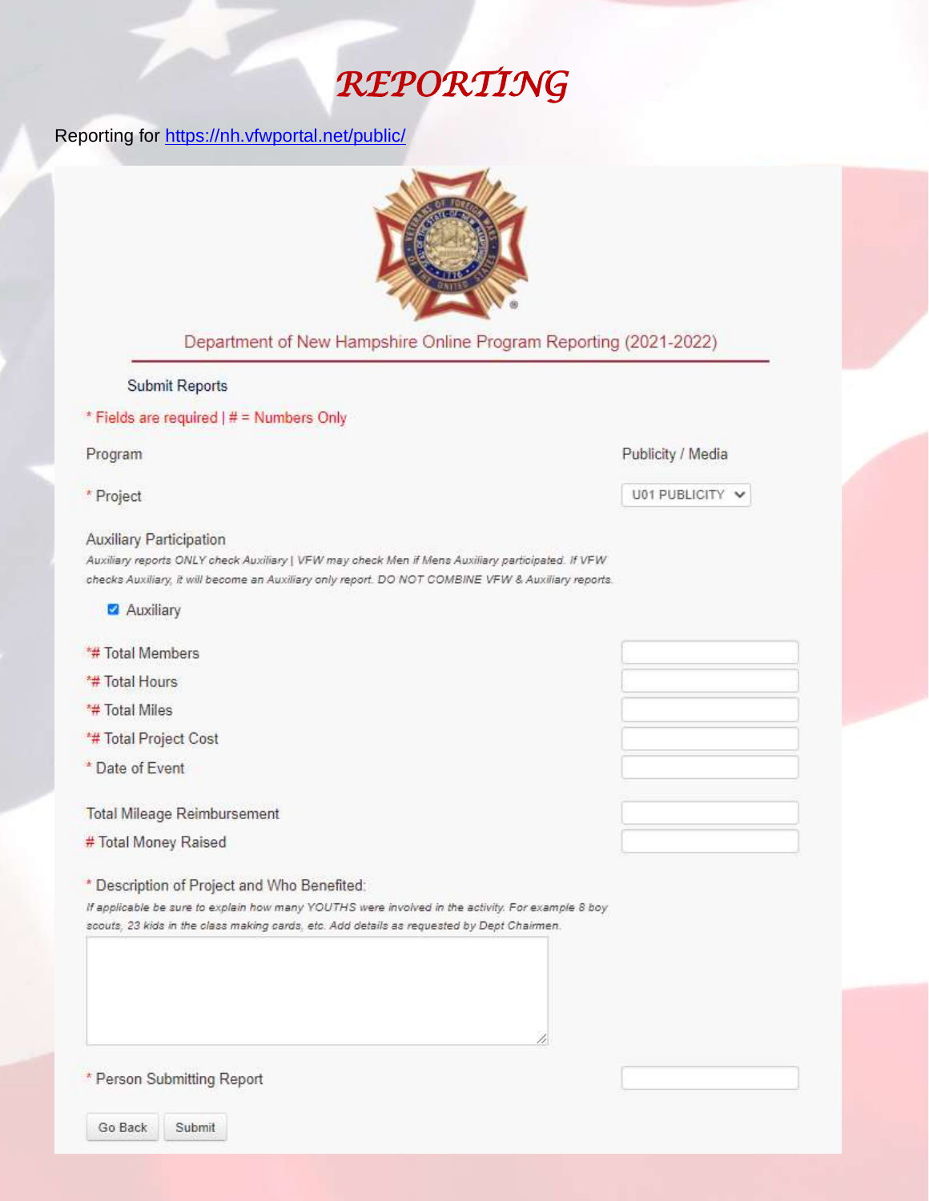# REPORTING

Reporting for https://nh.vfwportal.net/public/

Department of New Hampshire Online Program Reporting (2021-2022)

Submit Reports

* Fields are required | # = Numbers Only

Program — Publicity / Media

* Project — U01 PUBLICITY

Auxiliary Participation

*Auxiliary reports ONLY check Auxiliary | VFW may check Men if Mens Auxiliary participated. If VFW checks Auxiliary, it will become an Auxiliary only report. DO NOT COMBINE VFW & Auxiliary reports.*

☑ Auxiliary

*# Total Members

*# Total Hours

*# Total Miles

*# Total Project Cost

* Date of Event

Total Mileage Reimbursement

# Total Money Raised

* Description of Project and Who Benefited:

*If applicable be sure to explain how many YOUTHS were involved in the activity. For example 8 boy scouts, 23 kids in the class making cards, etc. Add details as requested by Dept Chairmen.*

* Person Submitting Report

Go Back | Submit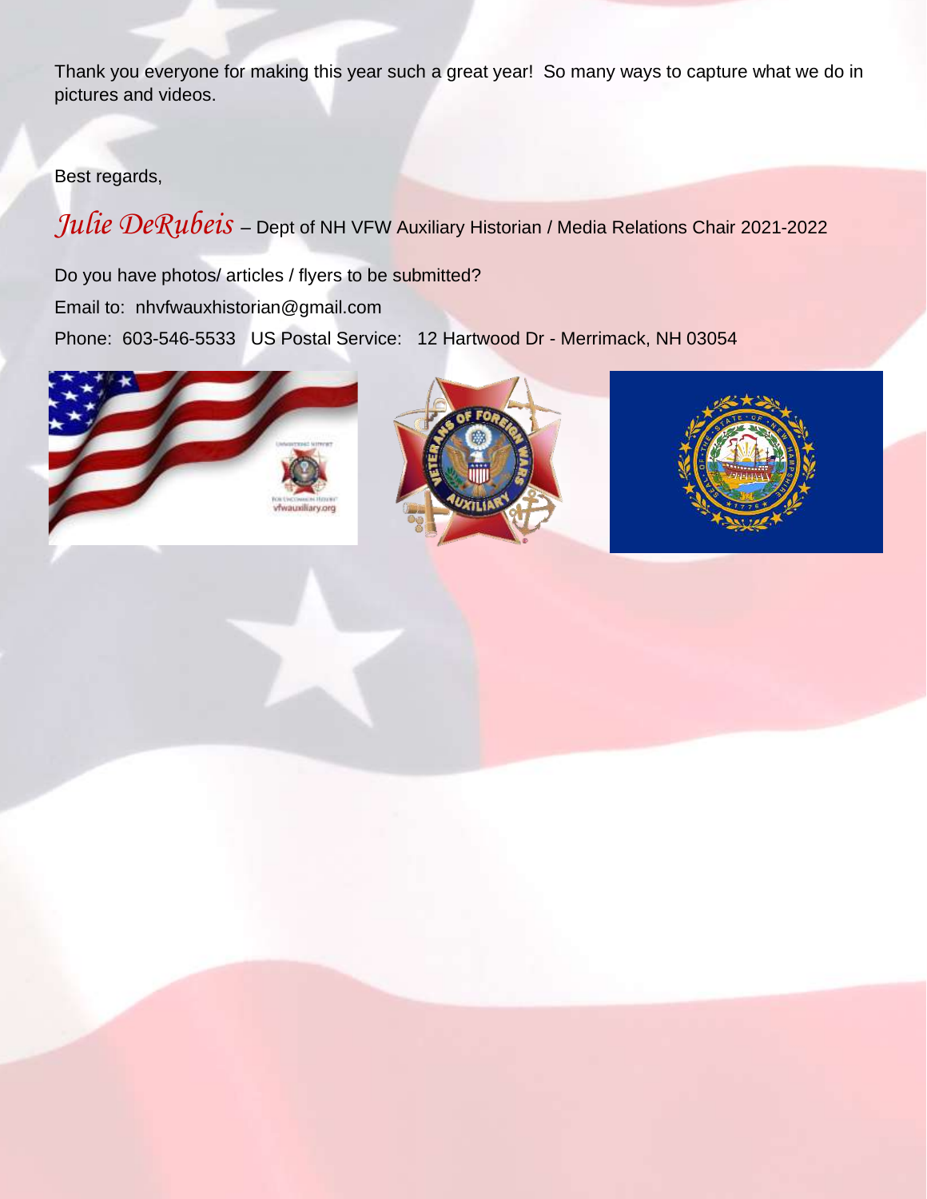Thank you everyone for making this year such a great year! So many ways to capture what we do in pictures and videos.

Best regards,

*Julie DeRubeis* – Dept of NH VFW Auxiliary Historian / Media Relations Chair 2021-2022

Do you have photos/ articles / flyers to be submitted?

Email to: nhvfwauxhistorian@gmail.com

Phone: 603-546-5533 US Postal Service: 12 Hartwood Dr - Merrimack, NH 03054